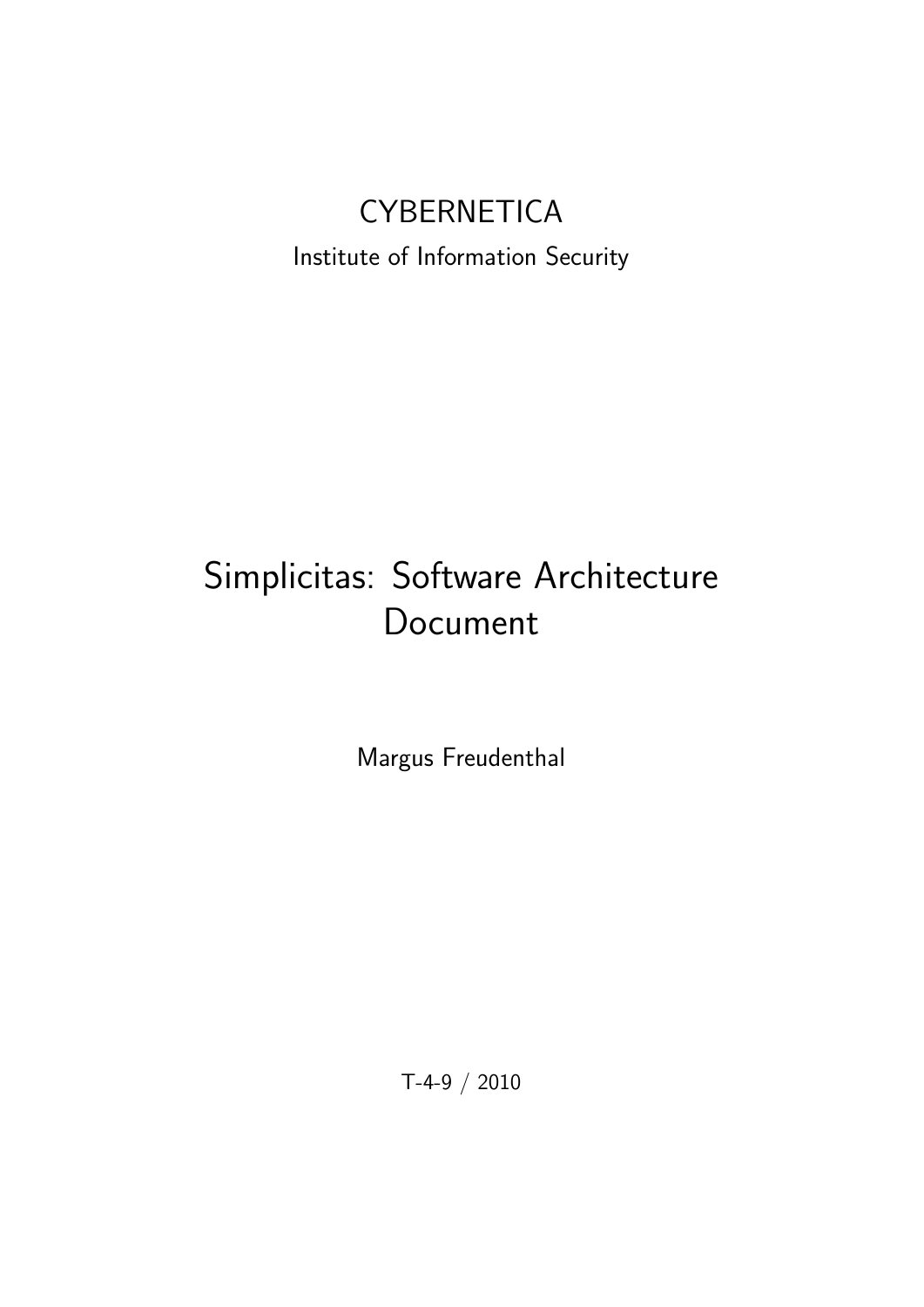CYBERNETICA

Institute of Information Security

# Simplicitas: Software Architecture Document

Margus Freudenthal

T-4-9 / 2010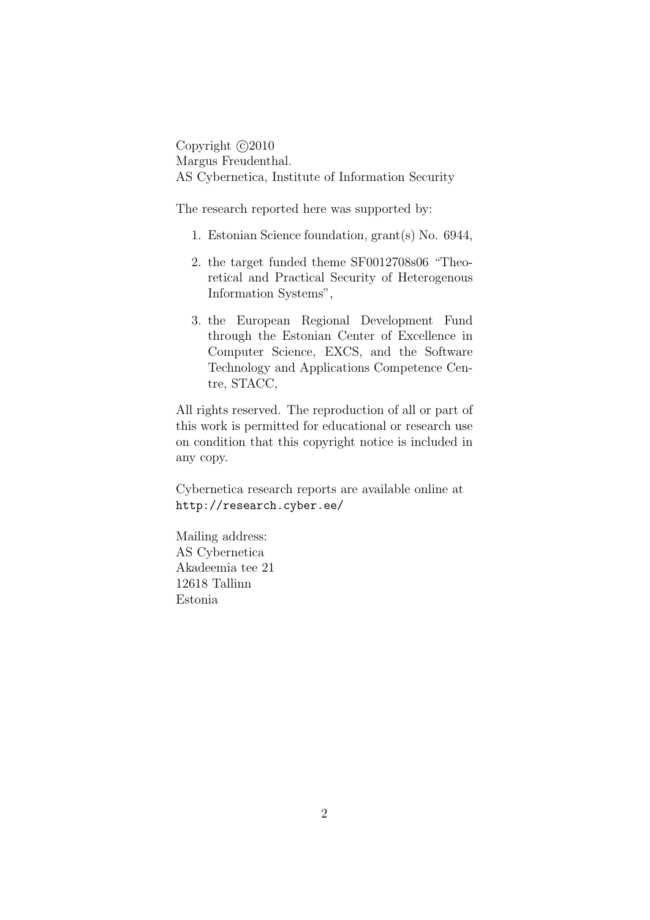Copyright ©2010
Margus Freudenthal.
AS Cybernetica, Institute of Information Security

The research reported here was supported by:

1. Estonian Science foundation, grant(s) No. 6944,
2. the target funded theme SF0012708s06 "Theoretical and Practical Security of Heterogenous Information Systems",
3. the European Regional Development Fund through the Estonian Center of Excellence in Computer Science, EXCS, and the Software Technology and Applications Competence Centre, STACC,

All rights reserved. The reproduction of all or part of this work is permitted for educational or research use on condition that this copyright notice is included in any copy.

Cybernetica research reports are available online at
http://research.cyber.ee/

Mailing address:
AS Cybernetica
Akadeemia tee 21
12618 Tallinn
Estonia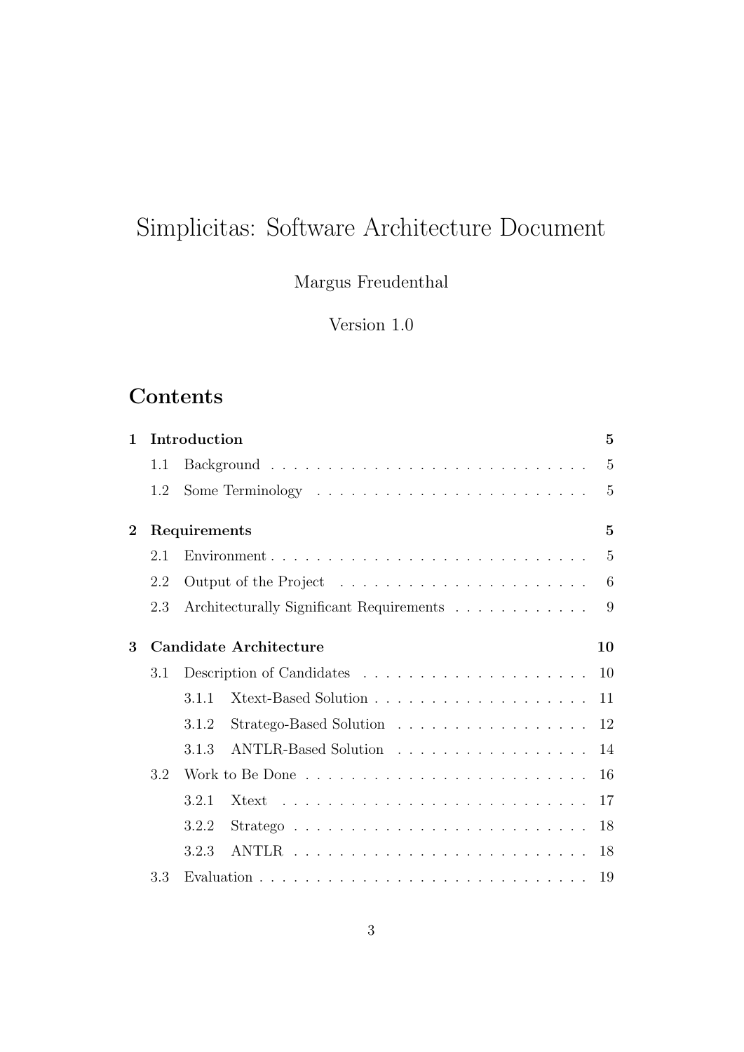# Simplicitas: Software Architecture Document

Margus Freudenthal

Version 1.0

## Contents

| | | |
|---|---|---|
| **1** | **Introduction** | **5** |
| 1.1 | Background | 5 |
| 1.2 | Some Terminology | 5 |
| **2** | **Requirements** | **5** |
| 2.1 | Environment | 5 |
| 2.2 | Output of the Project | 6 |
| 2.3 | Architecturally Significant Requirements | 9 |
| **3** | **Candidate Architecture** | **10** |
| 3.1 | Description of Candidates | 10 |
| 3.1.1 | Xtext-Based Solution | 11 |
| 3.1.2 | Stratego-Based Solution | 12 |
| 3.1.3 | ANTLR-Based Solution | 14 |
| 3.2 | Work to Be Done | 16 |
| 3.2.1 | Xtext | 17 |
| 3.2.2 | Stratego | 18 |
| 3.2.3 | ANTLR | 18 |
| 3.3 | Evaluation | 19 |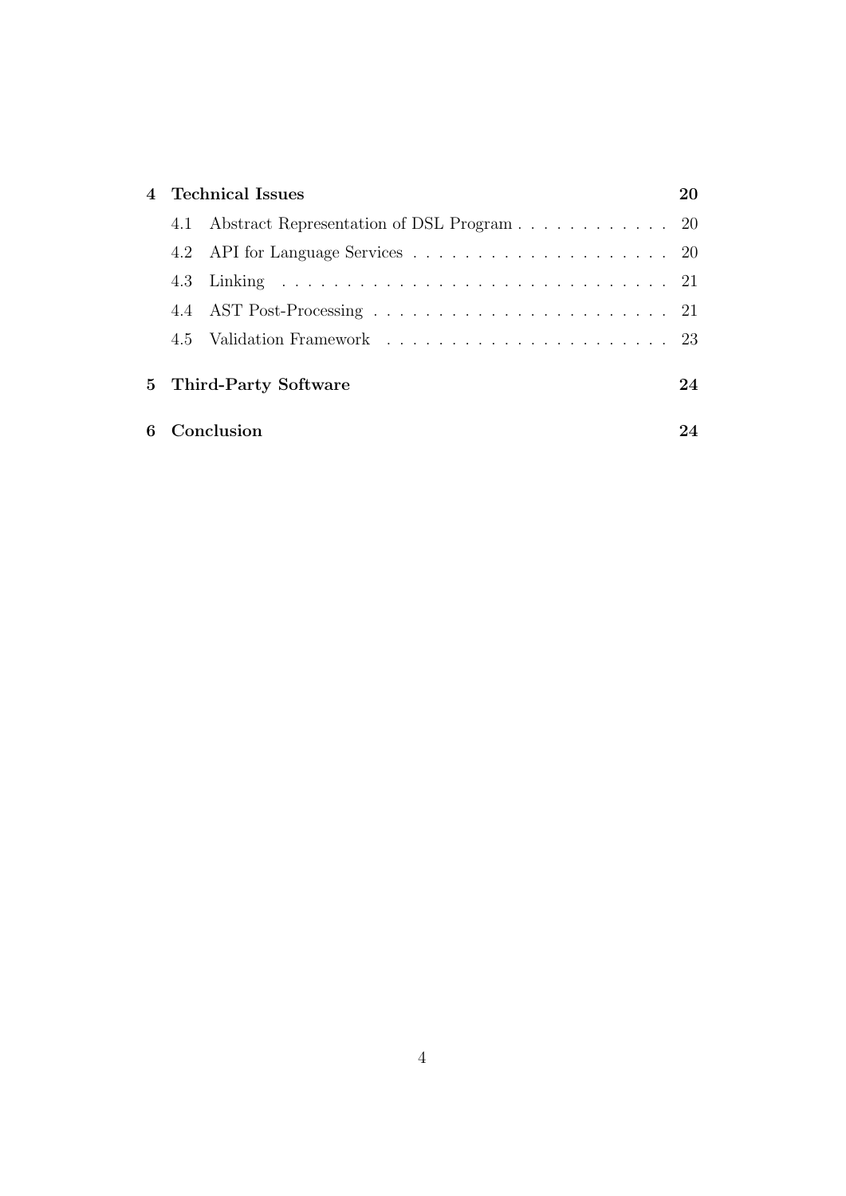**4 Technical Issues** **20**

- 4.1 Abstract Representation of DSL Program . . . . . . . . . . . . 20
- 4.2 API for Language Services . . . . . . . . . . . . . . . . . . . . 20
- 4.3 Linking . . . . . . . . . . . . . . . . . . . . . . . . . . . . . . 21
- 4.4 AST Post-Processing . . . . . . . . . . . . . . . . . . . . . . . 21
- 4.5 Validation Framework . . . . . . . . . . . . . . . . . . . . . . 23

**5 Third-Party Software** **24**

**6 Conclusion** **24**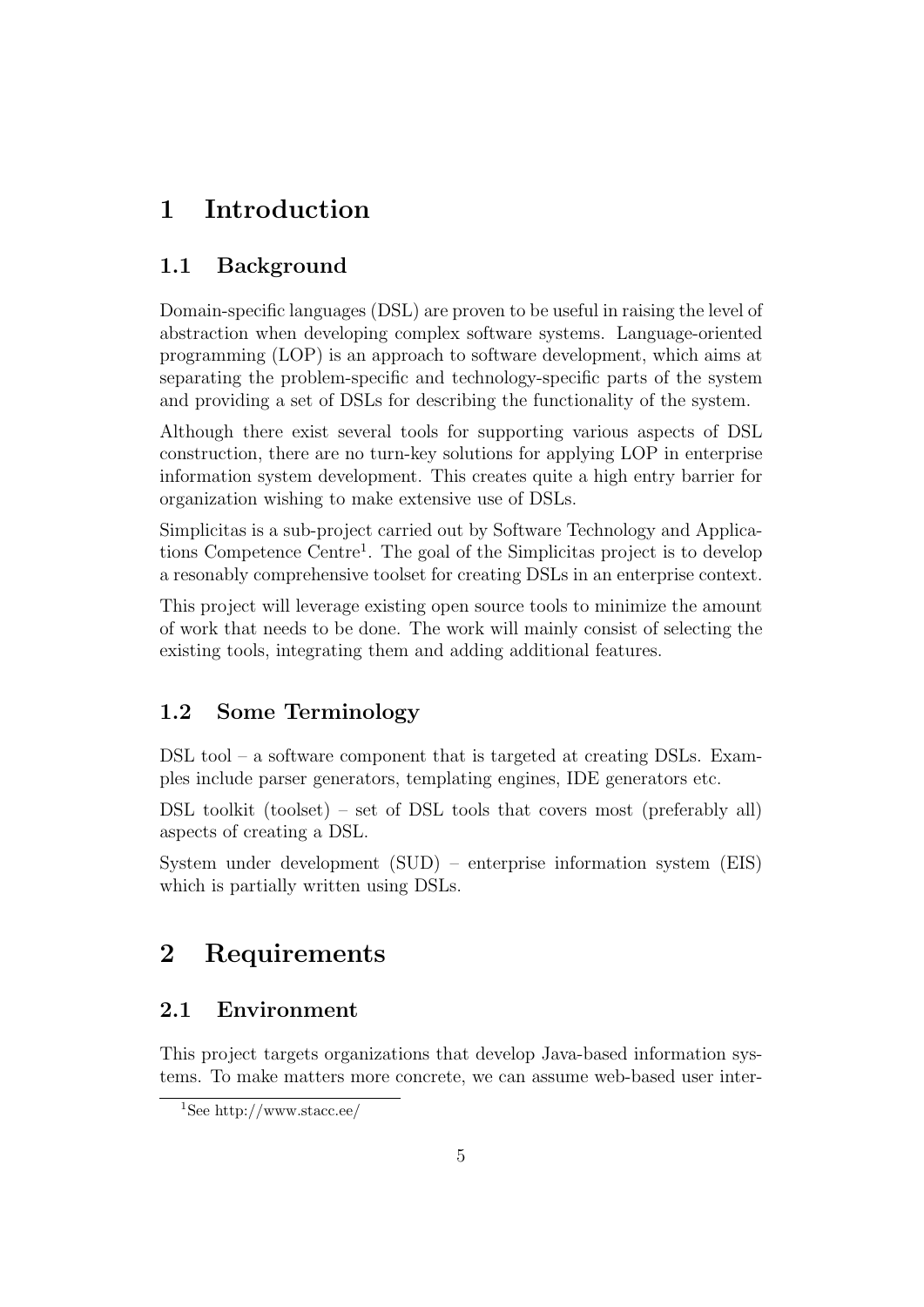# 1 Introduction

## 1.1 Background

Domain-specific languages (DSL) are proven to be useful in raising the level of abstraction when developing complex software systems. Language-oriented programming (LOP) is an approach to software development, which aims at separating the problem-specific and technology-specific parts of the system and providing a set of DSLs for describing the functionality of the system.

Although there exist several tools for supporting various aspects of DSL construction, there are no turn-key solutions for applying LOP in enterprise information system development. This creates quite a high entry barrier for organization wishing to make extensive use of DSLs.

Simplicitas is a sub-project carried out by Software Technology and Applications Competence Centre[1]. The goal of the Simplicitas project is to develop a resonably comprehensive toolset for creating DSLs in an enterprise context.

This project will leverage existing open source tools to minimize the amount of work that needs to be done. The work will mainly consist of selecting the existing tools, integrating them and adding additional features.

## 1.2 Some Terminology

DSL tool – a software component that is targeted at creating DSLs. Examples include parser generators, templating engines, IDE generators etc.

DSL toolkit (toolset) – set of DSL tools that covers most (preferably all) aspects of creating a DSL.

System under development (SUD) – enterprise information system (EIS) which is partially written using DSLs.

# 2 Requirements

## 2.1 Environment

This project targets organizations that develop Java-based information systems. To make matters more concrete, we can assume web-based user inter-

[1] See http://www.stacc.ee/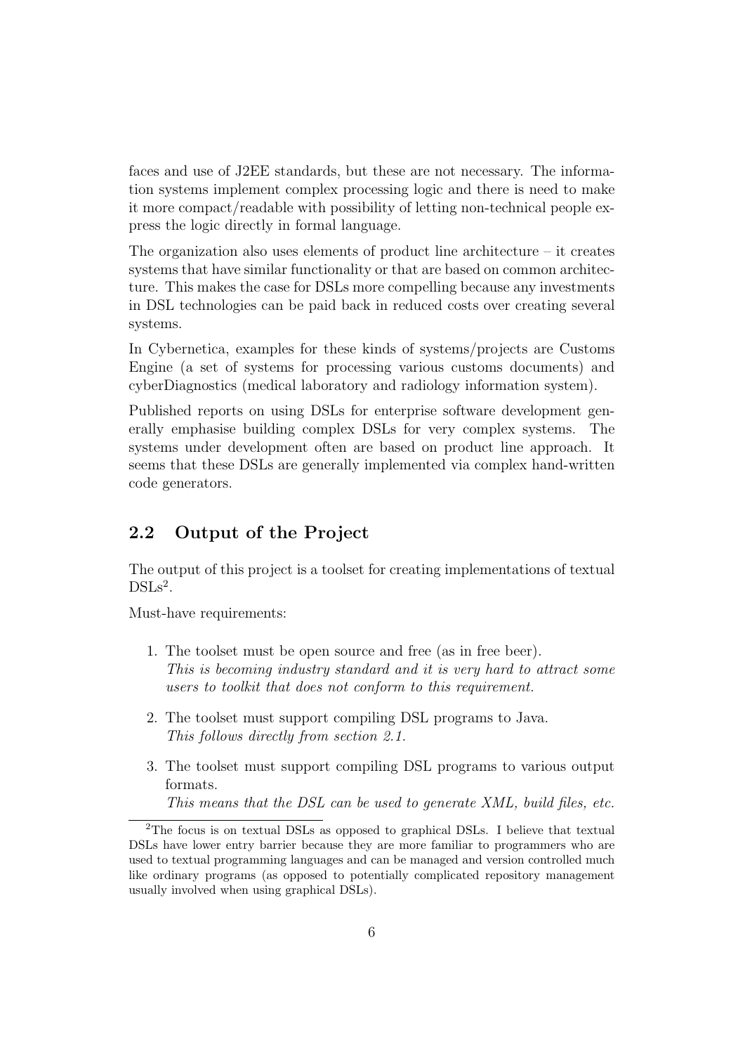faces and use of J2EE standards, but these are not necessary. The information systems implement complex processing logic and there is need to make it more compact/readable with possibility of letting non-technical people express the logic directly in formal language.

The organization also uses elements of product line architecture – it creates systems that have similar functionality or that are based on common architecture. This makes the case for DSLs more compelling because any investments in DSL technologies can be paid back in reduced costs over creating several systems.

In Cybernetica, examples for these kinds of systems/projects are Customs Engine (a set of systems for processing various customs documents) and cyberDiagnostics (medical laboratory and radiology information system).

Published reports on using DSLs for enterprise software development generally emphasise building complex DSLs for very complex systems. The systems under development often are based on product line approach. It seems that these DSLs are generally implemented via complex hand-written code generators.

## 2.2 Output of the Project

The output of this project is a toolset for creating implementations of textual DSLs[2].

Must-have requirements:

1. The toolset must be open source and free (as in free beer).
   *This is becoming industry standard and it is very hard to attract some users to toolkit that does not conform to this requirement.*

2. The toolset must support compiling DSL programs to Java.
   *This follows directly from section 2.1.*

3. The toolset must support compiling DSL programs to various output formats.
   *This means that the DSL can be used to generate XML, build files, etc.*

[2] The focus is on textual DSLs as opposed to graphical DSLs. I believe that textual DSLs have lower entry barrier because they are more familiar to programmers who are used to textual programming languages and can be managed and version controlled much like ordinary programs (as opposed to potentially complicated repository management usually involved when using graphical DSLs).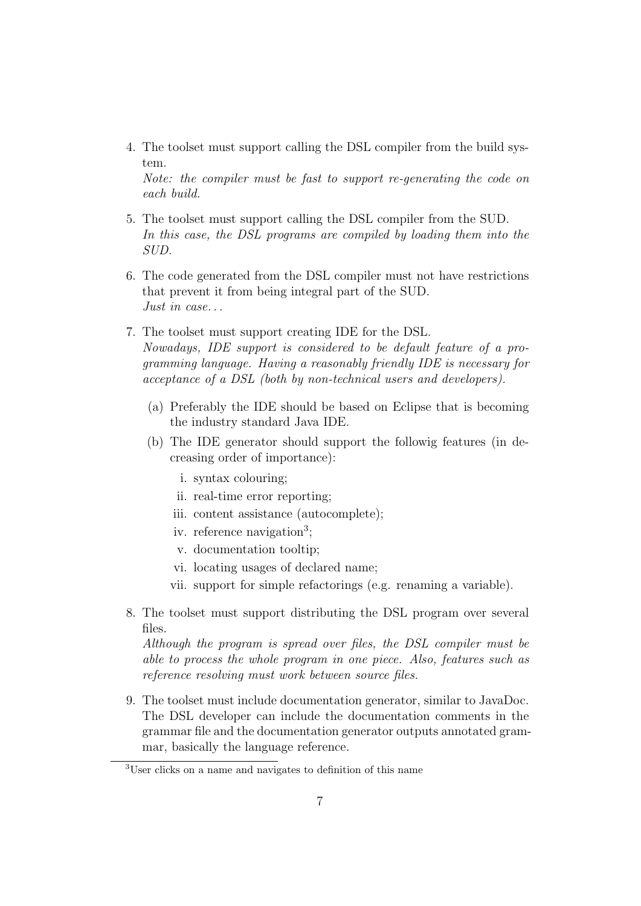4. The toolset must support calling the DSL compiler from the build system.
   *Note: the compiler must be fast to support re-generating the code on each build.*

5. The toolset must support calling the DSL compiler from the SUD.
   *In this case, the DSL programs are compiled by loading them into the SUD.*

6. The code generated from the DSL compiler must not have restrictions that prevent it from being integral part of the SUD.
   *Just in case…*

7. The toolset must support creating IDE for the DSL.
   *Nowadays, IDE support is considered to be default feature of a programming language. Having a reasonably friendly IDE is necessary for acceptance of a DSL (both by non-technical users and developers).*

   (a) Preferably the IDE should be based on Eclipse that is becoming the industry standard Java IDE.

   (b) The IDE generator should support the followig features (in decreasing order of importance):

      i. syntax colouring;
      ii. real-time error reporting;
      iii. content assistance (autocomplete);
      iv. reference navigation[3];
      v. documentation tooltip;
      vi. locating usages of declared name;
      vii. support for simple refactorings (e.g. renaming a variable).

8. The toolset must support distributing the DSL program over several files.
   *Although the program is spread over files, the DSL compiler must be able to process the whole program in one piece. Also, features such as reference resolving must work between source files.*

9. The toolset must include documentation generator, similar to JavaDoc. The DSL developer can include the documentation comments in the grammar file and the documentation generator outputs annotated grammar, basically the language reference.

[3] User clicks on a name and navigates to definition of this name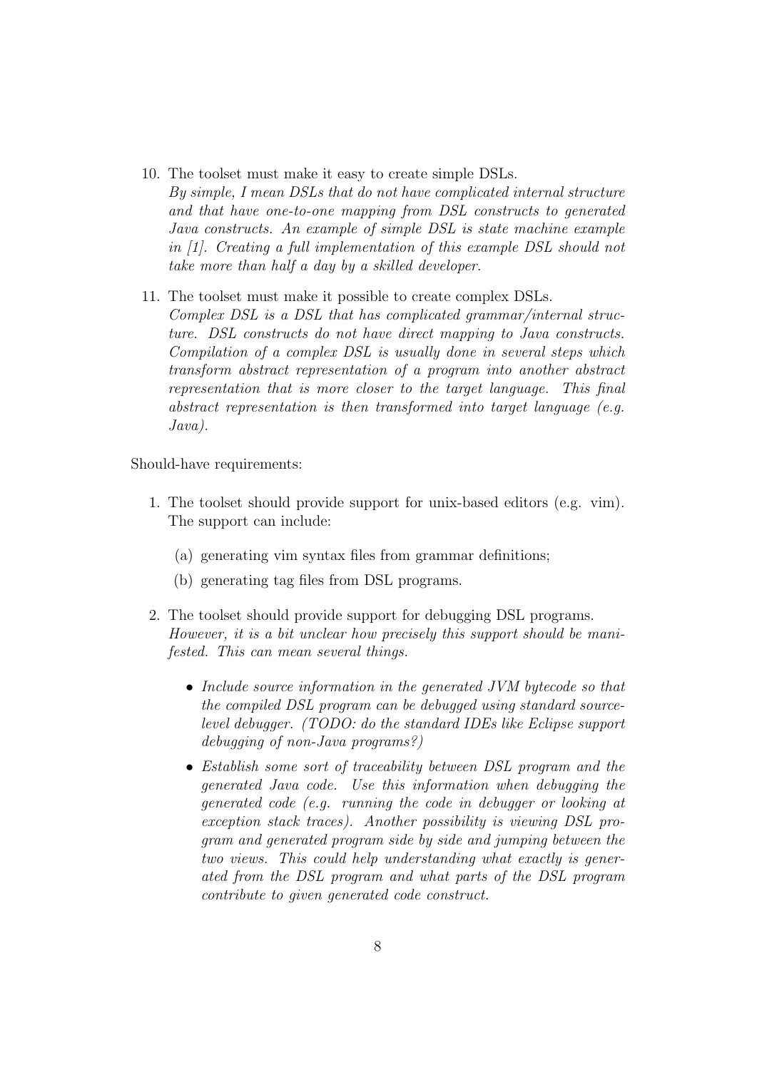10. The toolset must make it easy to create simple DSLs.
    *By simple, I mean DSLs that do not have complicated internal structure and that have one-to-one mapping from DSL constructs to generated Java constructs. An example of simple DSL is state machine example in [1]. Creating a full implementation of this example DSL should not take more than half a day by a skilled developer.*

11. The toolset must make it possible to create complex DSLs.
    *Complex DSL is a DSL that has complicated grammar/internal structure. DSL constructs do not have direct mapping to Java constructs. Compilation of a complex DSL is usually done in several steps which transform abstract representation of a program into another abstract representation that is more closer to the target language. This final abstract representation is then transformed into target language (e.g. Java).*

Should-have requirements:

1. The toolset should provide support for unix-based editors (e.g. vim). The support can include:

   (a) generating vim syntax files from grammar definitions;

   (b) generating tag files from DSL programs.

2. The toolset should provide support for debugging DSL programs.
   *However, it is a bit unclear how precisely this support should be manifested. This can mean several things.*

   - *Include source information in the generated JVM bytecode so that the compiled DSL program can be debugged using standard source-level debugger. (TODO: do the standard IDEs like Eclipse support debugging of non-Java programs?)*

   - *Establish some sort of traceability between DSL program and the generated Java code. Use this information when debugging the generated code (e.g. running the code in debugger or looking at exception stack traces). Another possibility is viewing DSL program and generated program side by side and jumping between the two views. This could help understanding what exactly is generated from the DSL program and what parts of the DSL program contribute to given generated code construct.*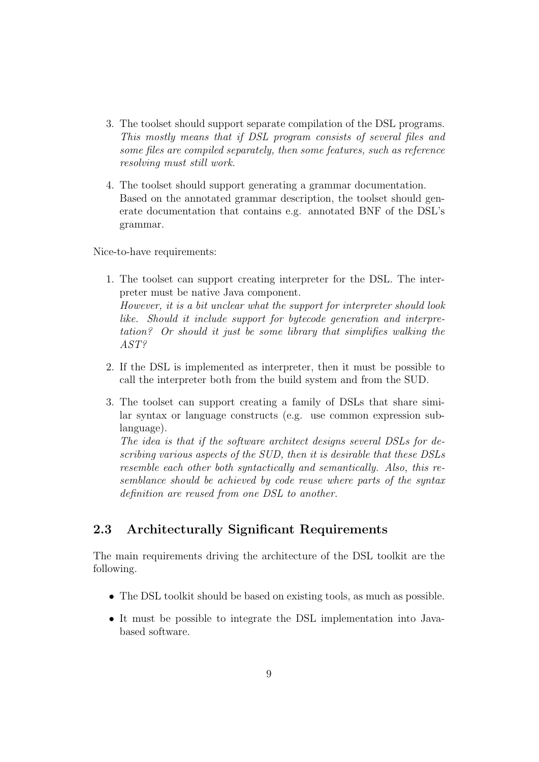3. The toolset should support separate compilation of the DSL programs.
   *This mostly means that if DSL program consists of several files and some files are compiled separately, then some features, such as reference resolving must still work.*

4. The toolset should support generating a grammar documentation.
   Based on the annotated grammar description, the toolset should generate documentation that contains e.g. annotated BNF of the DSL's grammar.

Nice-to-have requirements:

1. The toolset can support creating interpreter for the DSL. The interpreter must be native Java component.
   *However, it is a bit unclear what the support for interpreter should look like. Should it include support for bytecode generation and interpretation? Or should it just be some library that simplifies walking the AST?*

2. If the DSL is implemented as interpreter, then it must be possible to call the interpreter both from the build system and from the SUD.

3. The toolset can support creating a family of DSLs that share similar syntax or language constructs (e.g. use common expression sublanguage).
   *The idea is that if the software architect designs several DSLs for describing various aspects of the SUD, then it is desirable that these DSLs resemble each other both syntactically and semantically. Also, this resemblance should be achieved by code reuse where parts of the syntax definition are reused from one DSL to another.*

## 2.3 Architecturally Significant Requirements

The main requirements driving the architecture of the DSL toolkit are the following.

- The DSL toolkit should be based on existing tools, as much as possible.
- It must be possible to integrate the DSL implementation into Java-based software.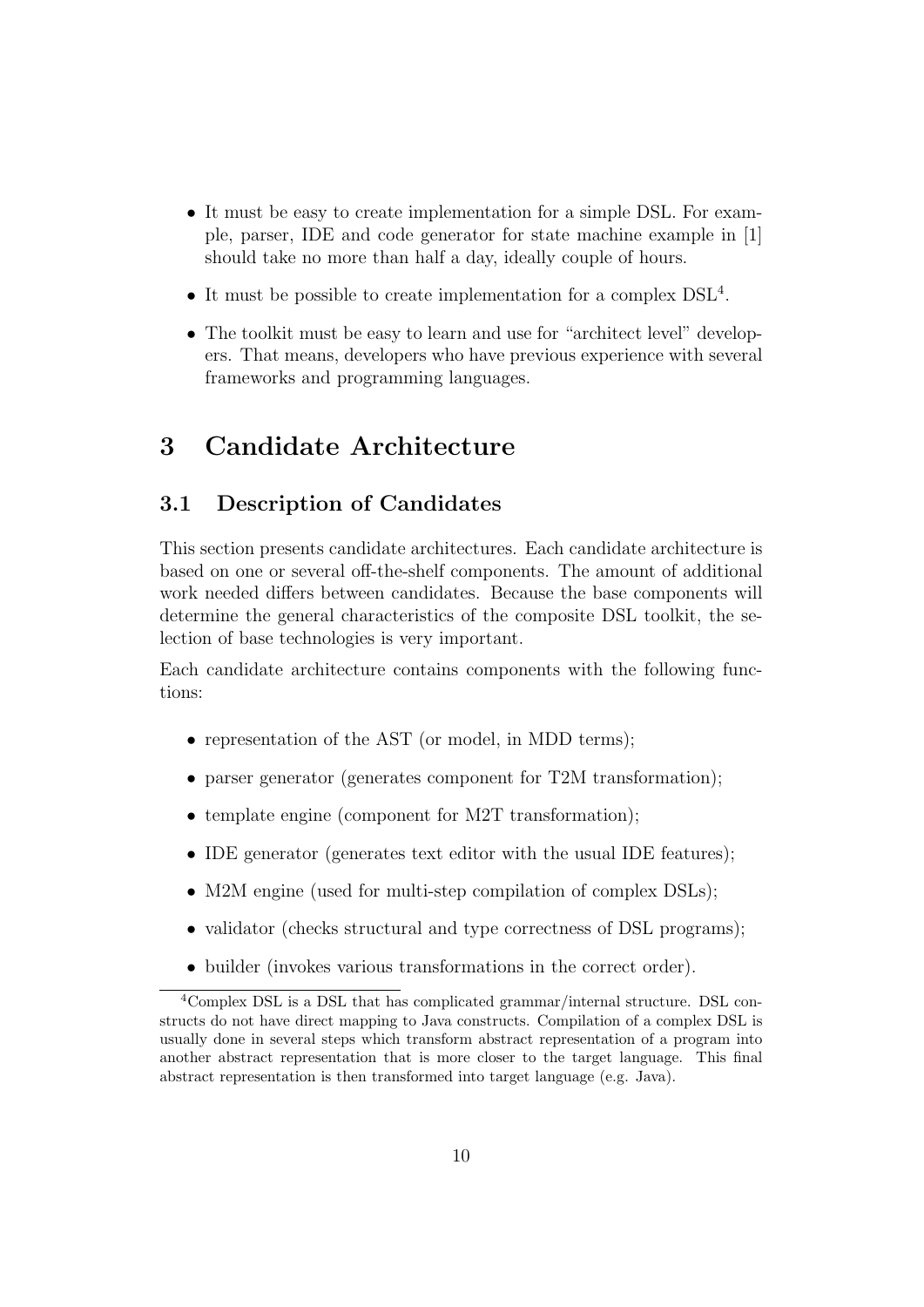- It must be easy to create implementation for a simple DSL. For example, parser, IDE and code generator for state machine example in [1] should take no more than half a day, ideally couple of hours.
- It must be possible to create implementation for a complex DSL[4].
- The toolkit must be easy to learn and use for "architect level" developers. That means, developers who have previous experience with several frameworks and programming languages.

# 3 Candidate Architecture

## 3.1 Description of Candidates

This section presents candidate architectures. Each candidate architecture is based on one or several off-the-shelf components. The amount of additional work needed differs between candidates. Because the base components will determine the general characteristics of the composite DSL toolkit, the selection of base technologies is very important.

Each candidate architecture contains components with the following functions:

- representation of the AST (or model, in MDD terms);
- parser generator (generates component for T2M transformation);
- template engine (component for M2T transformation);
- IDE generator (generates text editor with the usual IDE features);
- M2M engine (used for multi-step compilation of complex DSLs);
- validator (checks structural and type correctness of DSL programs);
- builder (invokes various transformations in the correct order).

[4] Complex DSL is a DSL that has complicated grammar/internal structure. DSL constructs do not have direct mapping to Java constructs. Compilation of a complex DSL is usually done in several steps which transform abstract representation of a program into another abstract representation that is more closer to the target language. This final abstract representation is then transformed into target language (e.g. Java).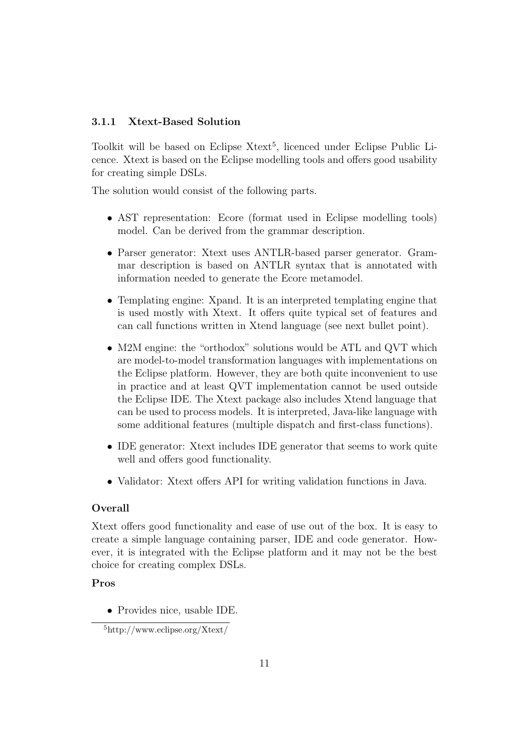### 3.1.1 Xtext-Based Solution

Toolkit will be based on Eclipse Xtext[5], licenced under Eclipse Public Licence. Xtext is based on the Eclipse modelling tools and offers good usability for creating simple DSLs.

The solution would consist of the following parts.

- AST representation: Ecore (format used in Eclipse modelling tools) model. Can be derived from the grammar description.
- Parser generator: Xtext uses ANTLR-based parser generator. Grammar description is based on ANTLR syntax that is annotated with information needed to generate the Ecore metamodel.
- Templating engine: Xpand. It is an interpreted templating engine that is used mostly with Xtext. It offers quite typical set of features and can call functions written in Xtend language (see next bullet point).
- M2M engine: the "orthodox" solutions would be ATL and QVT which are model-to-model transformation languages with implementations on the Eclipse platform. However, they are both quite inconvenient to use in practice and at least QVT implementation cannot be used outside the Eclipse IDE. The Xtext package also includes Xtend language that can be used to process models. It is interpreted, Java-like language with some additional features (multiple dispatch and first-class functions).
- IDE generator: Xtext includes IDE generator that seems to work quite well and offers good functionality.
- Validator: Xtext offers API for writing validation functions in Java.

**Overall**

Xtext offers good functionality and ease of use out of the box. It is easy to create a simple language containing parser, IDE and code generator. However, it is integrated with the Eclipse platform and it may not be the best choice for creating complex DSLs.

**Pros**

- Provides nice, usable IDE.

[5] http://www.eclipse.org/Xtext/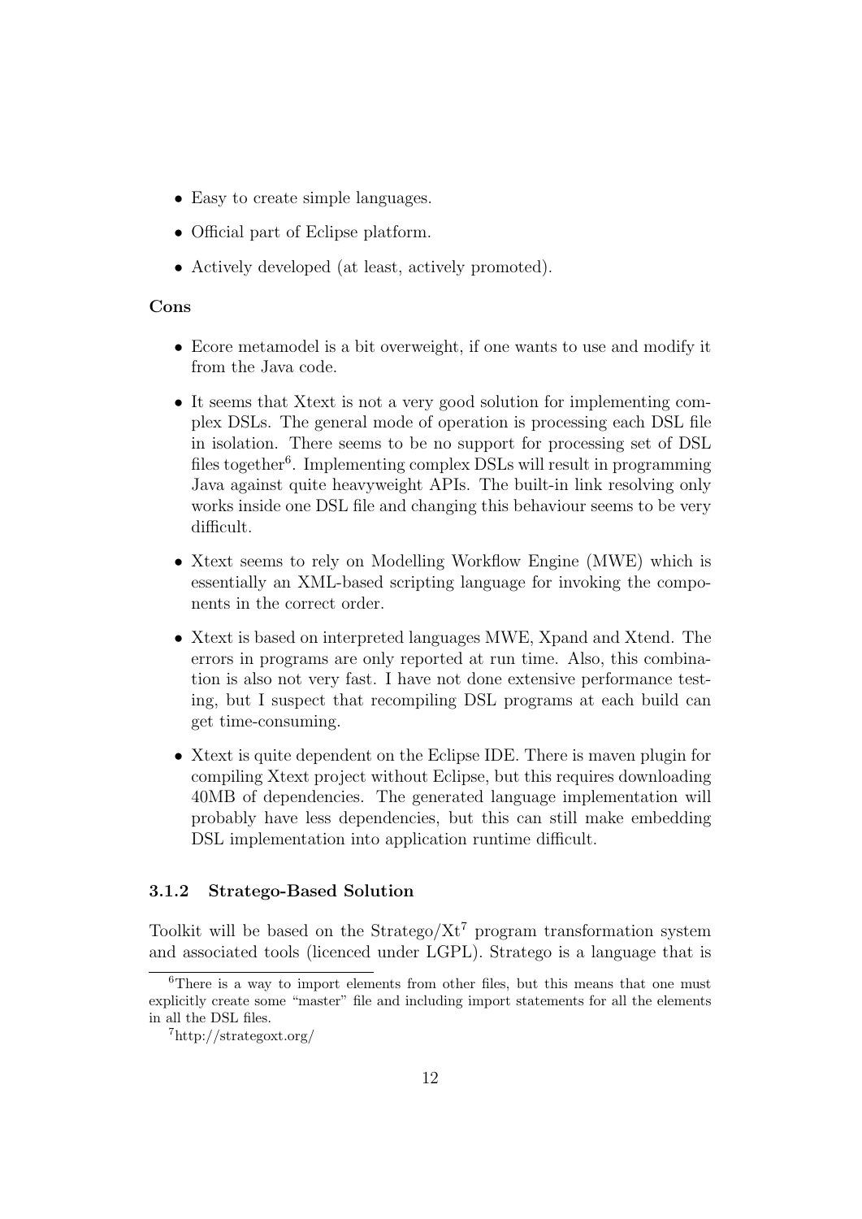- Easy to create simple languages.
- Official part of Eclipse platform.
- Actively developed (at least, actively promoted).

**Cons**

- Ecore metamodel is a bit overweight, if one wants to use and modify it from the Java code.
- It seems that Xtext is not a very good solution for implementing complex DSLs. The general mode of operation is processing each DSL file in isolation. There seems to be no support for processing set of DSL files together[6]. Implementing complex DSLs will result in programming Java against quite heavyweight APIs. The built-in link resolving only works inside one DSL file and changing this behaviour seems to be very difficult.
- Xtext seems to rely on Modelling Workflow Engine (MWE) which is essentially an XML-based scripting language for invoking the components in the correct order.
- Xtext is based on interpreted languages MWE, Xpand and Xtend. The errors in programs are only reported at run time. Also, this combination is also not very fast. I have not done extensive performance testing, but I suspect that recompiling DSL programs at each build can get time-consuming.
- Xtext is quite dependent on the Eclipse IDE. There is maven plugin for compiling Xtext project without Eclipse, but this requires downloading 40MB of dependencies. The generated language implementation will probably have less dependencies, but this can still make embedding DSL implementation into application runtime difficult.

### 3.1.2 Stratego-Based Solution

Toolkit will be based on the Stratego/Xt[7] program transformation system and associated tools (licenced under LGPL). Stratego is a language that is

[6] There is a way to import elements from other files, but this means that one must explicitly create some "master" file and including import statements for all the elements in all the DSL files.

[7] http://strategoxt.org/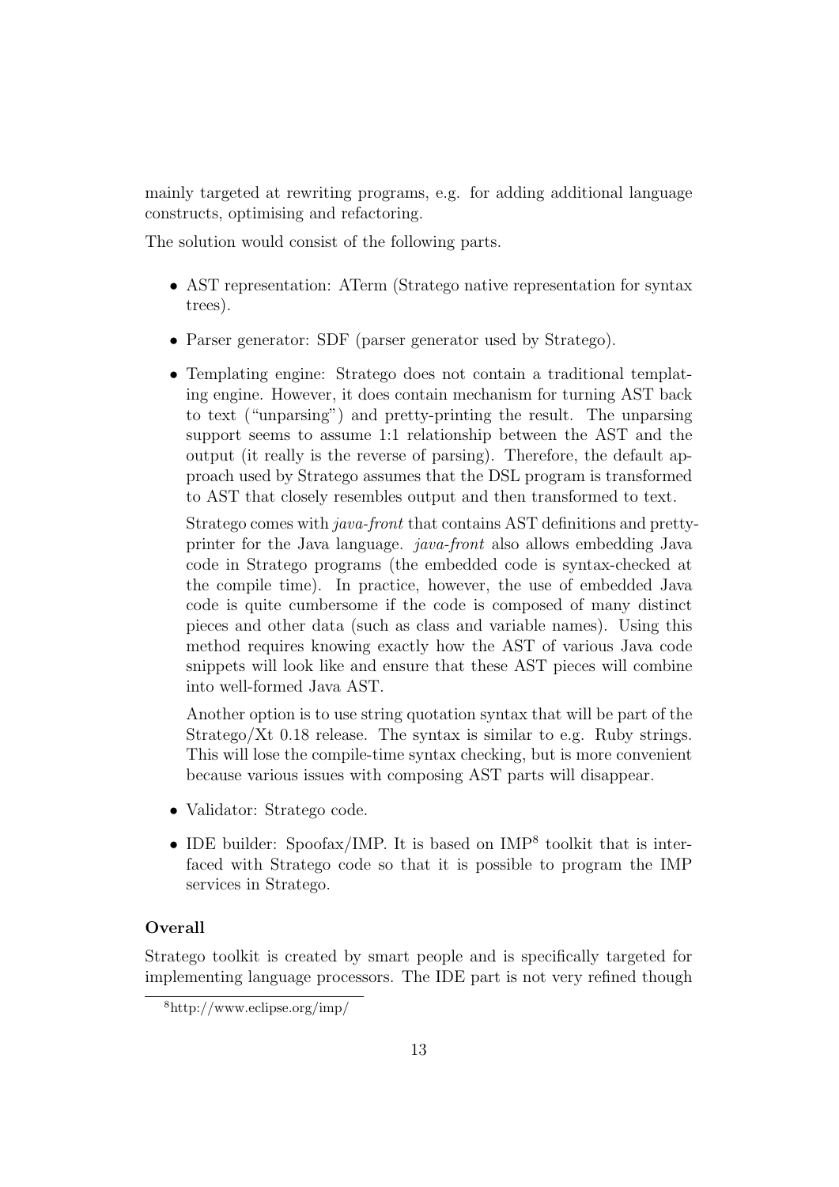mainly targeted at rewriting programs, e.g. for adding additional language constructs, optimising and refactoring.

The solution would consist of the following parts.

- AST representation: ATerm (Stratego native representation for syntax trees).
- Parser generator: SDF (parser generator used by Stratego).
- Templating engine: Stratego does not contain a traditional templating engine. However, it does contain mechanism for turning AST back to text ("unparsing") and pretty-printing the result. The unparsing support seems to assume 1:1 relationship between the AST and the output (it really is the reverse of parsing). Therefore, the default approach used by Stratego assumes that the DSL program is transformed to AST that closely resembles output and then transformed to text.

  Stratego comes with *java-front* that contains AST definitions and pretty-printer for the Java language. *java-front* also allows embedding Java code in Stratego programs (the embedded code is syntax-checked at the compile time). In practice, however, the use of embedded Java code is quite cumbersome if the code is composed of many distinct pieces and other data (such as class and variable names). Using this method requires knowing exactly how the AST of various Java code snippets will look like and ensure that these AST pieces will combine into well-formed Java AST.

  Another option is to use string quotation syntax that will be part of the Stratego/Xt 0.18 release. The syntax is similar to e.g. Ruby strings. This will lose the compile-time syntax checking, but is more convenient because various issues with composing AST parts will disappear.

- Validator: Stratego code.
- IDE builder: Spoofax/IMP. It is based on IMP[8] toolkit that is interfaced with Stratego code so that it is possible to program the IMP services in Stratego.

**Overall**

Stratego toolkit is created by smart people and is specifically targeted for implementing language processors. The IDE part is not very refined though

[8] http://www.eclipse.org/imp/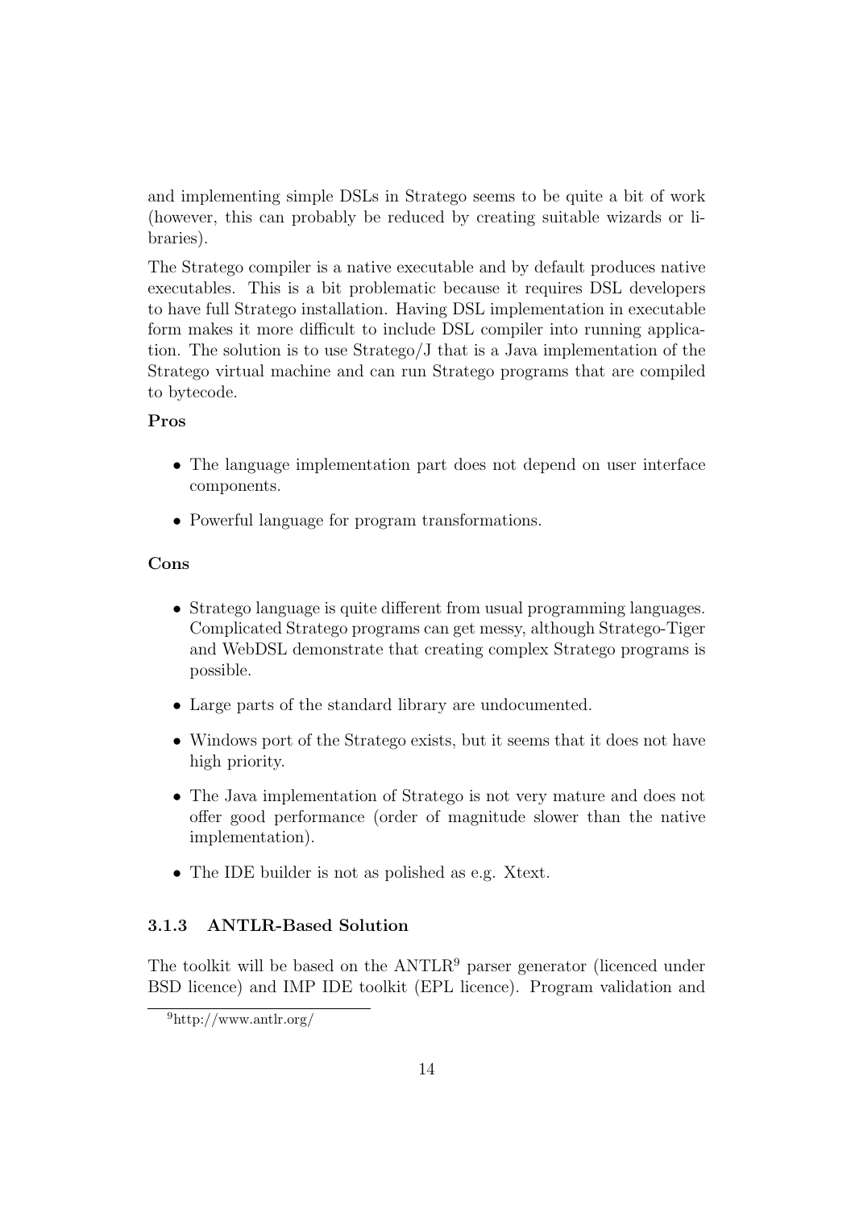and implementing simple DSLs in Stratego seems to be quite a bit of work (however, this can probably be reduced by creating suitable wizards or libraries).

The Stratego compiler is a native executable and by default produces native executables. This is a bit problematic because it requires DSL developers to have full Stratego installation. Having DSL implementation in executable form makes it more difficult to include DSL compiler into running application. The solution is to use Stratego/J that is a Java implementation of the Stratego virtual machine and can run Stratego programs that are compiled to bytecode.

**Pros**

- The language implementation part does not depend on user interface components.
- Powerful language for program transformations.

**Cons**

- Stratego language is quite different from usual programming languages. Complicated Stratego programs can get messy, although Stratego-Tiger and WebDSL demonstrate that creating complex Stratego programs is possible.
- Large parts of the standard library are undocumented.
- Windows port of the Stratego exists, but it seems that it does not have high priority.
- The Java implementation of Stratego is not very mature and does not offer good performance (order of magnitude slower than the native implementation).
- The IDE builder is not as polished as e.g. Xtext.

### 3.1.3 ANTLR-Based Solution

The toolkit will be based on the ANTLR[9] parser generator (licenced under BSD licence) and IMP IDE toolkit (EPL licence). Program validation and

[9] http://www.antlr.org/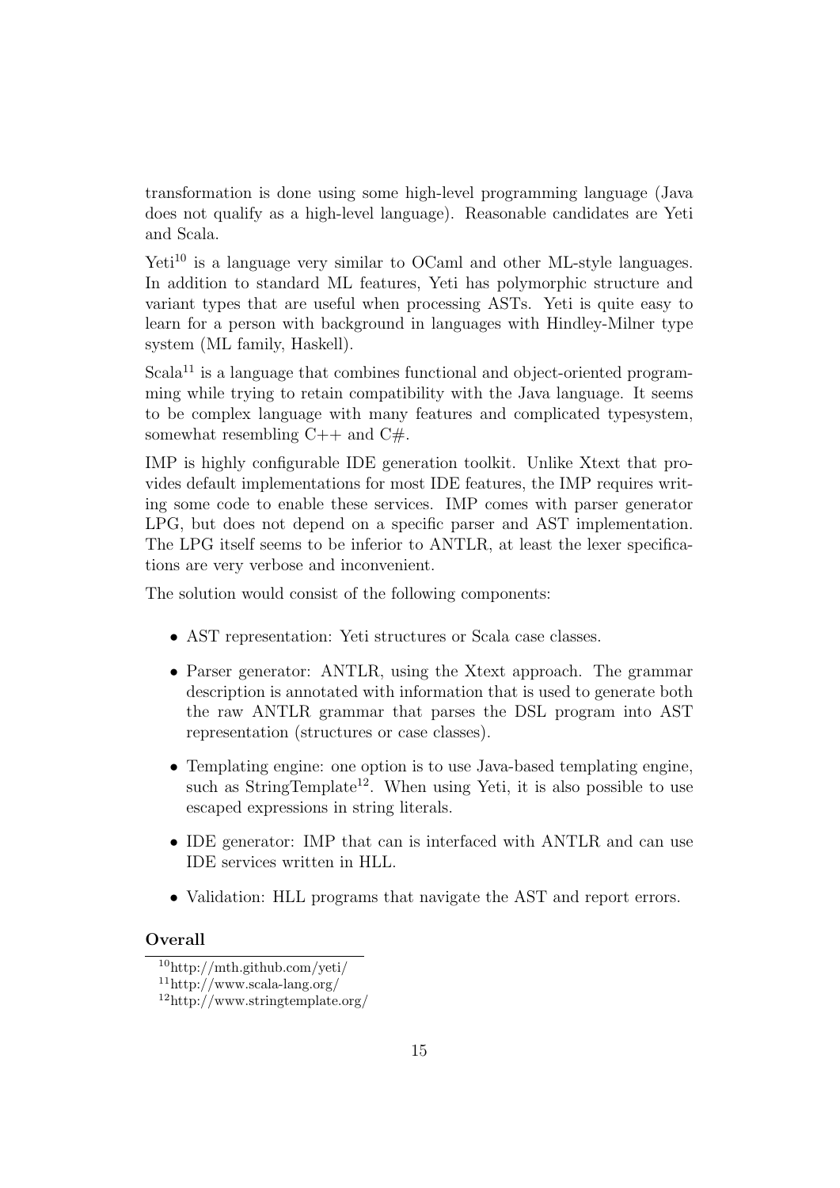transformation is done using some high-level programming language (Java does not qualify as a high-level language). Reasonable candidates are Yeti and Scala.

Yeti[10] is a language very similar to OCaml and other ML-style languages. In addition to standard ML features, Yeti has polymorphic structure and variant types that are useful when processing ASTs. Yeti is quite easy to learn for a person with background in languages with Hindley-Milner type system (ML family, Haskell).

Scala[11] is a language that combines functional and object-oriented programming while trying to retain compatibility with the Java language. It seems to be complex language with many features and complicated typesystem, somewhat resembling C++ and C#.

IMP is highly configurable IDE generation toolkit. Unlike Xtext that provides default implementations for most IDE features, the IMP requires writing some code to enable these services. IMP comes with parser generator LPG, but does not depend on a specific parser and AST implementation. The LPG itself seems to be inferior to ANTLR, at least the lexer specifications are very verbose and inconvenient.

The solution would consist of the following components:

- AST representation: Yeti structures or Scala case classes.
- Parser generator: ANTLR, using the Xtext approach. The grammar description is annotated with information that is used to generate both the raw ANTLR grammar that parses the DSL program into AST representation (structures or case classes).
- Templating engine: one option is to use Java-based templating engine, such as StringTemplate[12]. When using Yeti, it is also possible to use escaped expressions in string literals.
- IDE generator: IMP that can is interfaced with ANTLR and can use IDE services written in HLL.
- Validation: HLL programs that navigate the AST and report errors.

**Overall**

[10] http://mth.github.com/yeti/

[11] http://www.scala-lang.org/

[12] http://www.stringtemplate.org/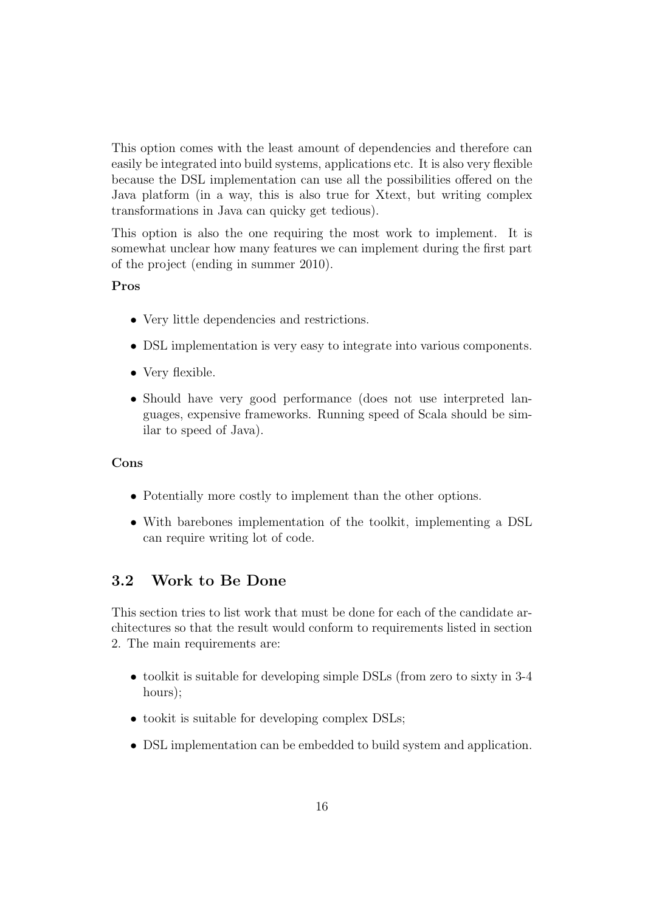This option comes with the least amount of dependencies and therefore can easily be integrated into build systems, applications etc. It is also very flexible because the DSL implementation can use all the possibilities offered on the Java platform (in a way, this is also true for Xtext, but writing complex transformations in Java can quicky get tedious).

This option is also the one requiring the most work to implement. It is somewhat unclear how many features we can implement during the first part of the project (ending in summer 2010).

**Pros**

- Very little dependencies and restrictions.
- DSL implementation is very easy to integrate into various components.
- Very flexible.
- Should have very good performance (does not use interpreted languages, expensive frameworks. Running speed of Scala should be similar to speed of Java).

**Cons**

- Potentially more costly to implement than the other options.
- With barebones implementation of the toolkit, implementing a DSL can require writing lot of code.

## 3.2 Work to Be Done

This section tries to list work that must be done for each of the candidate architectures so that the result would conform to requirements listed in section 2. The main requirements are:

- toolkit is suitable for developing simple DSLs (from zero to sixty in 3-4 hours);
- tookit is suitable for developing complex DSLs;
- DSL implementation can be embedded to build system and application.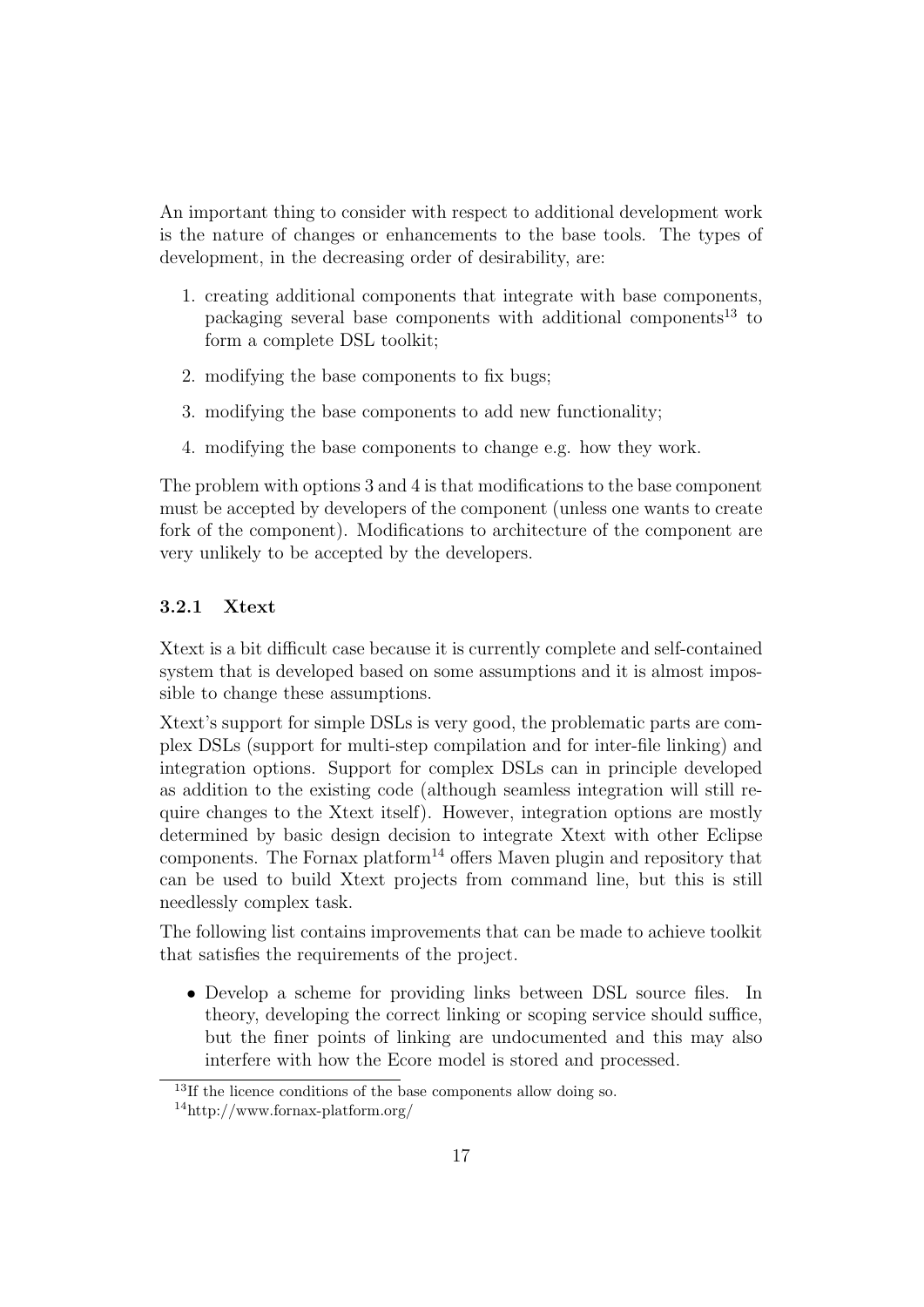An important thing to consider with respect to additional development work is the nature of changes or enhancements to the base tools. The types of development, in the decreasing order of desirability, are:

1. creating additional components that integrate with base components, packaging several base components with additional components[13] to form a complete DSL toolkit;
2. modifying the base components to fix bugs;
3. modifying the base components to add new functionality;
4. modifying the base components to change e.g. how they work.

The problem with options 3 and 4 is that modifications to the base component must be accepted by developers of the component (unless one wants to create fork of the component). Modifications to architecture of the component are very unlikely to be accepted by the developers.

### 3.2.1 Xtext

Xtext is a bit difficult case because it is currently complete and self-contained system that is developed based on some assumptions and it is almost impossible to change these assumptions.

Xtext's support for simple DSLs is very good, the problematic parts are complex DSLs (support for multi-step compilation and for inter-file linking) and integration options. Support for complex DSLs can in principle developed as addition to the existing code (although seamless integration will still require changes to the Xtext itself). However, integration options are mostly determined by basic design decision to integrate Xtext with other Eclipse components. The Fornax platform[14] offers Maven plugin and repository that can be used to build Xtext projects from command line, but this is still needlessly complex task.

The following list contains improvements that can be made to achieve toolkit that satisfies the requirements of the project.

- Develop a scheme for providing links between DSL source files. In theory, developing the correct linking or scoping service should suffice, but the finer points of linking are undocumented and this may also interfere with how the Ecore model is stored and processed.

[13] If the licence conditions of the base components allow doing so.

[14] http://www.fornax-platform.org/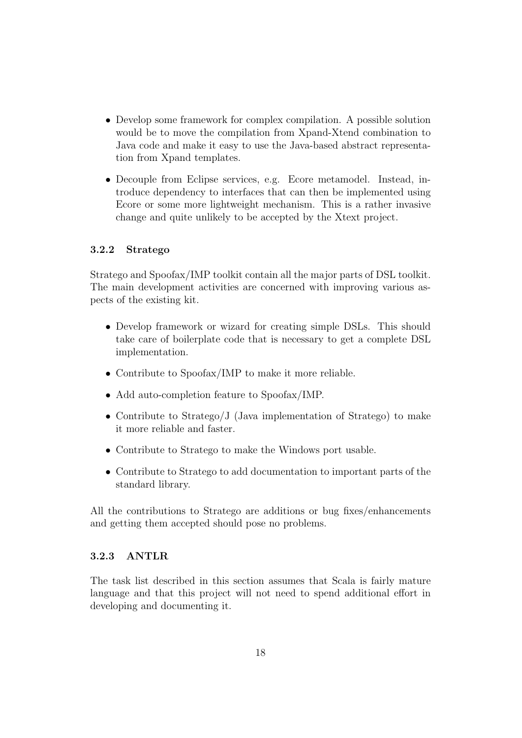- Develop some framework for complex compilation. A possible solution would be to move the compilation from Xpand-Xtend combination to Java code and make it easy to use the Java-based abstract representation from Xpand templates.
- Decouple from Eclipse services, e.g. Ecore metamodel. Instead, introduce dependency to interfaces that can then be implemented using Ecore or some more lightweight mechanism. This is a rather invasive change and quite unlikely to be accepted by the Xtext project.

### 3.2.2 Stratego

Stratego and Spoofax/IMP toolkit contain all the major parts of DSL toolkit. The main development activities are concerned with improving various aspects of the existing kit.

- Develop framework or wizard for creating simple DSLs. This should take care of boilerplate code that is necessary to get a complete DSL implementation.
- Contribute to Spoofax/IMP to make it more reliable.
- Add auto-completion feature to Spoofax/IMP.
- Contribute to Stratego/J (Java implementation of Stratego) to make it more reliable and faster.
- Contribute to Stratego to make the Windows port usable.
- Contribute to Stratego to add documentation to important parts of the standard library.

All the contributions to Stratego are additions or bug fixes/enhancements and getting them accepted should pose no problems.

### 3.2.3 ANTLR

The task list described in this section assumes that Scala is fairly mature language and that this project will not need to spend additional effort in developing and documenting it.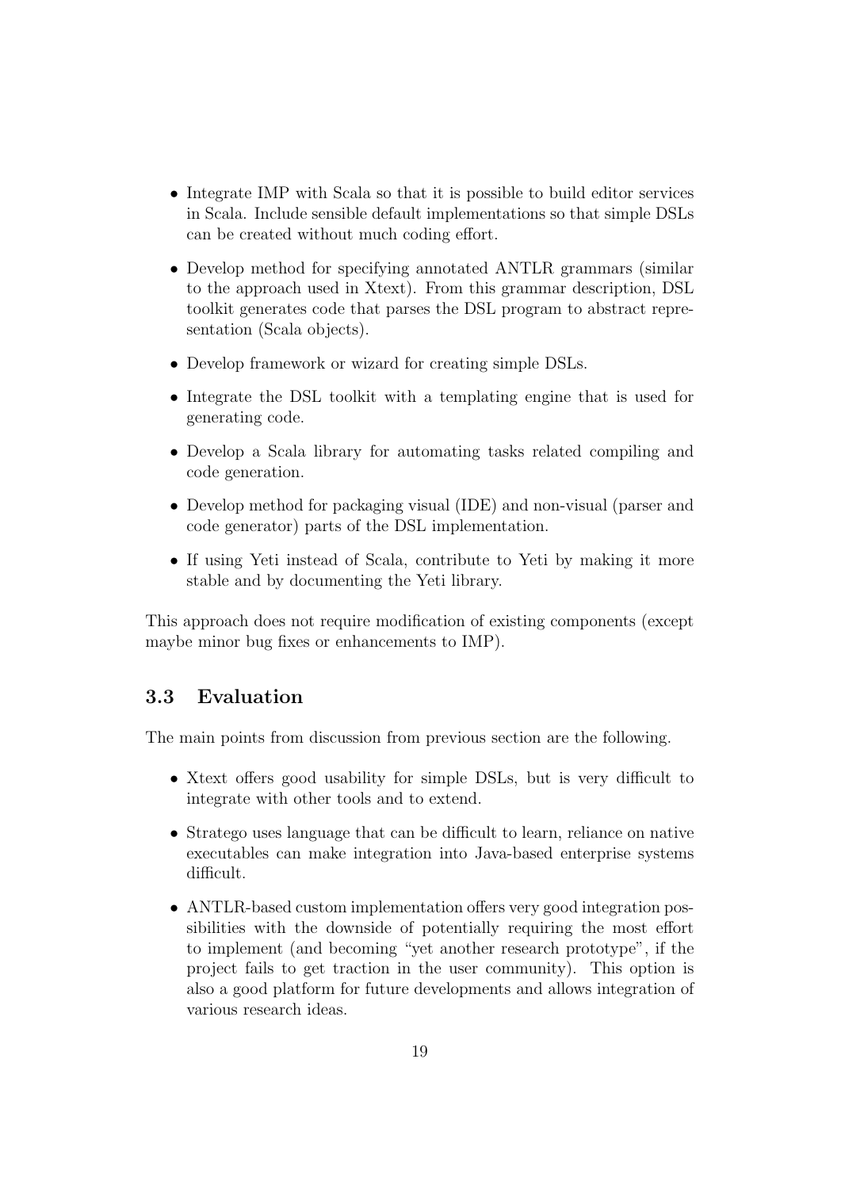- Integrate IMP with Scala so that it is possible to build editor services in Scala. Include sensible default implementations so that simple DSLs can be created without much coding effort.
- Develop method for specifying annotated ANTLR grammars (similar to the approach used in Xtext). From this grammar description, DSL toolkit generates code that parses the DSL program to abstract representation (Scala objects).
- Develop framework or wizard for creating simple DSLs.
- Integrate the DSL toolkit with a templating engine that is used for generating code.
- Develop a Scala library for automating tasks related compiling and code generation.
- Develop method for packaging visual (IDE) and non-visual (parser and code generator) parts of the DSL implementation.
- If using Yeti instead of Scala, contribute to Yeti by making it more stable and by documenting the Yeti library.

This approach does not require modification of existing components (except maybe minor bug fixes or enhancements to IMP).

## 3.3 Evaluation

The main points from discussion from previous section are the following.

- Xtext offers good usability for simple DSLs, but is very difficult to integrate with other tools and to extend.
- Stratego uses language that can be difficult to learn, reliance on native executables can make integration into Java-based enterprise systems difficult.
- ANTLR-based custom implementation offers very good integration possibilities with the downside of potentially requiring the most effort to implement (and becoming "yet another research prototype", if the project fails to get traction in the user community). This option is also a good platform for future developments and allows integration of various research ideas.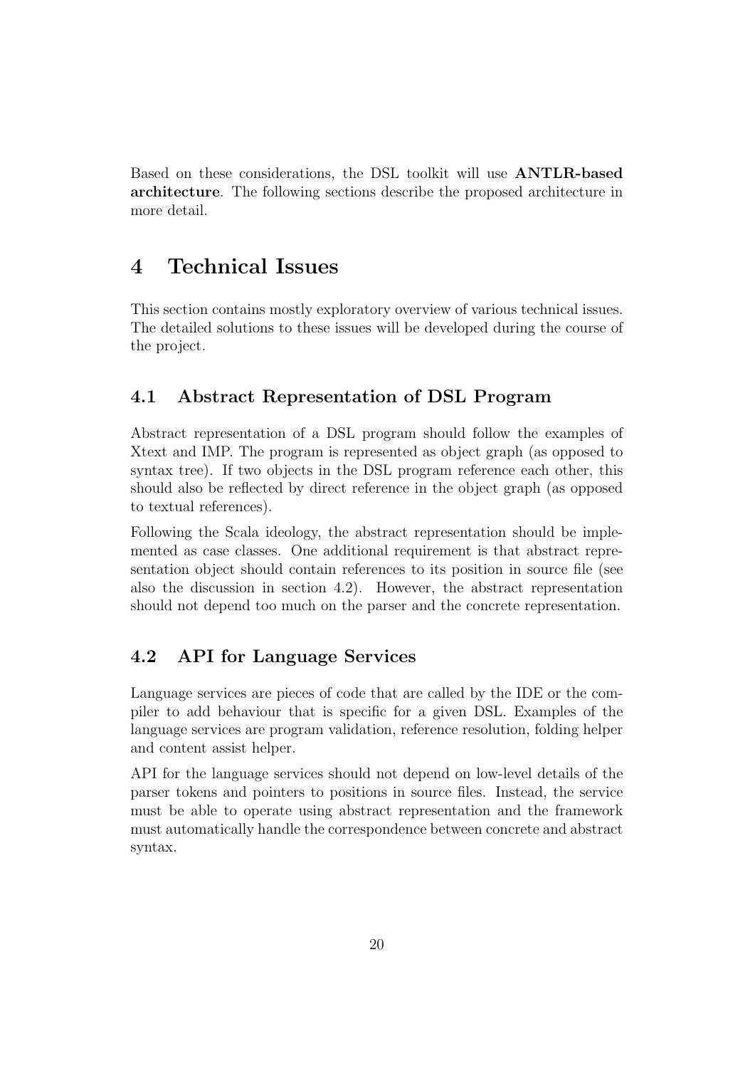Based on these considerations, the DSL toolkit will use **ANTLR-based architecture**. The following sections describe the proposed architecture in more detail.

# 4 Technical Issues

This section contains mostly exploratory overview of various technical issues. The detailed solutions to these issues will be developed during the course of the project.

## 4.1 Abstract Representation of DSL Program

Abstract representation of a DSL program should follow the examples of Xtext and IMP. The program is represented as object graph (as opposed to syntax tree). If two objects in the DSL program reference each other, this should also be reflected by direct reference in the object graph (as opposed to textual references).

Following the Scala ideology, the abstract representation should be implemented as case classes. One additional requirement is that abstract representation object should contain references to its position in source file (see also the discussion in section 4.2). However, the abstract representation should not depend too much on the parser and the concrete representation.

## 4.2 API for Language Services

Language services are pieces of code that are called by the IDE or the compiler to add behaviour that is specific for a given DSL. Examples of the language services are program validation, reference resolution, folding helper and content assist helper.

API for the language services should not depend on low-level details of the parser tokens and pointers to positions in source files. Instead, the service must be able to operate using abstract representation and the framework must automatically handle the correspondence between concrete and abstract syntax.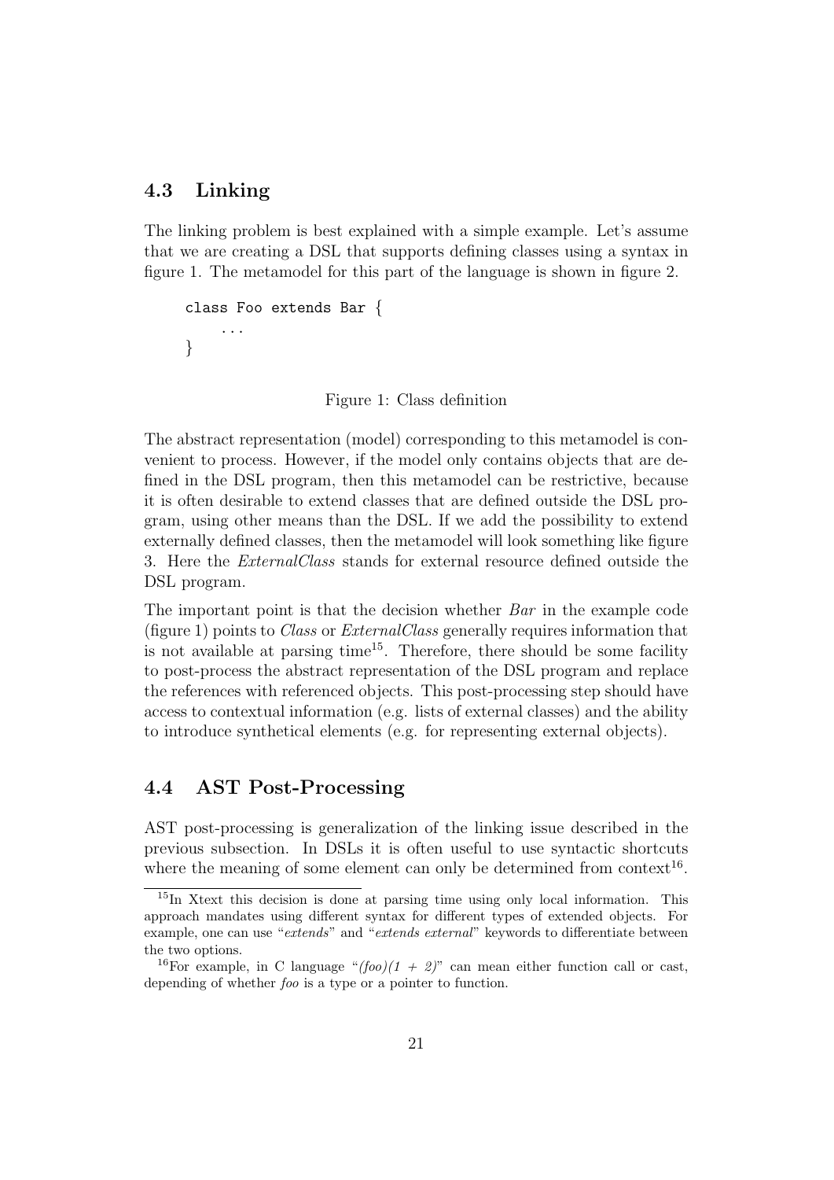## 4.3 Linking

The linking problem is best explained with a simple example. Let's assume that we are creating a DSL that supports defining classes using a syntax in figure 1. The metamodel for this part of the language is shown in figure 2.

```
class Foo extends Bar {
    ...
}
```

Figure 1: Class definition

The abstract representation (model) corresponding to this metamodel is convenient to process. However, if the model only contains objects that are defined in the DSL program, then this metamodel can be restrictive, because it is often desirable to extend classes that are defined outside the DSL program, using other means than the DSL. If we add the possibility to extend externally defined classes, then the metamodel will look something like figure 3. Here the *ExternalClass* stands for external resource defined outside the DSL program.

The important point is that the decision whether *Bar* in the example code (figure 1) points to *Class* or *ExternalClass* generally requires information that is not available at parsing time[15]. Therefore, there should be some facility to post-process the abstract representation of the DSL program and replace the references with referenced objects. This post-processing step should have access to contextual information (e.g. lists of external classes) and the ability to introduce synthetical elements (e.g. for representing external objects).

## 4.4 AST Post-Processing

AST post-processing is generalization of the linking issue described in the previous subsection. In DSLs it is often useful to use syntactic shortcuts where the meaning of some element can only be determined from context[16].

---

[15] In Xtext this decision is done at parsing time using only local information. This approach mandates using different syntax for different types of extended objects. For example, one can use "*extends*" and "*extends external*" keywords to differentiate between the two options.

[16] For example, in C language "*(foo)(1 + 2)*" can mean either function call or cast, depending of whether *foo* is a type or a pointer to function.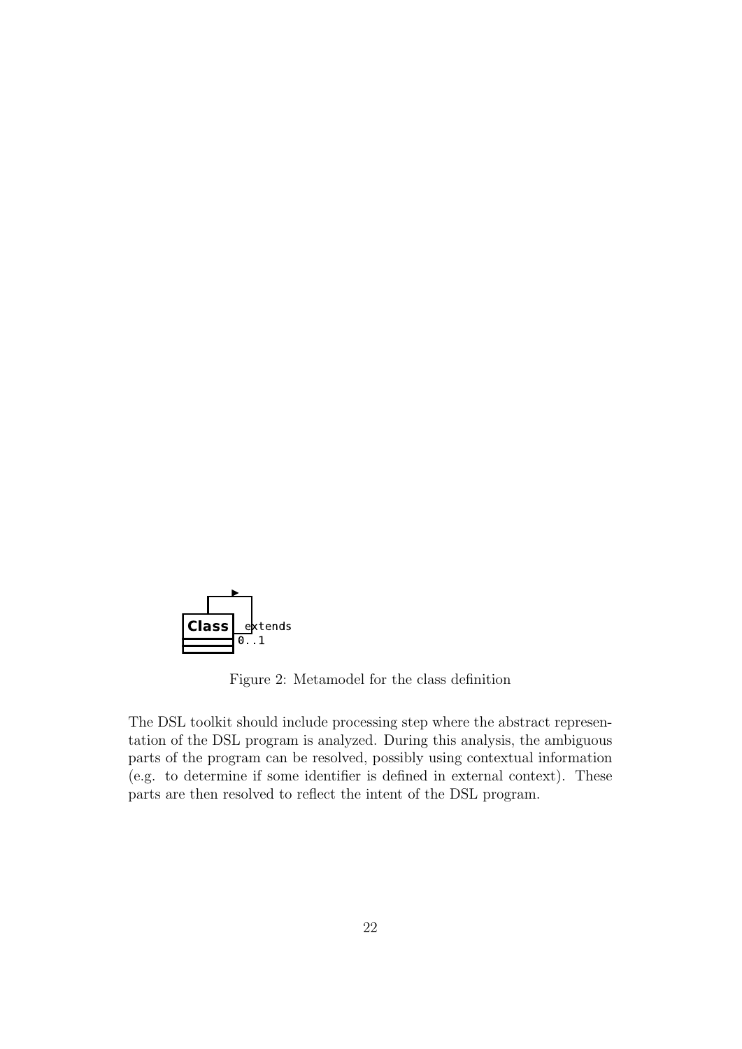Figure 2: Metamodel for the class definition

The DSL toolkit should include processing step where the abstract representation of the DSL program is analyzed. During this analysis, the ambiguous parts of the program can be resolved, possibly using contextual information (e.g. to determine if some identifier is defined in external context). These parts are then resolved to reflect the intent of the DSL program.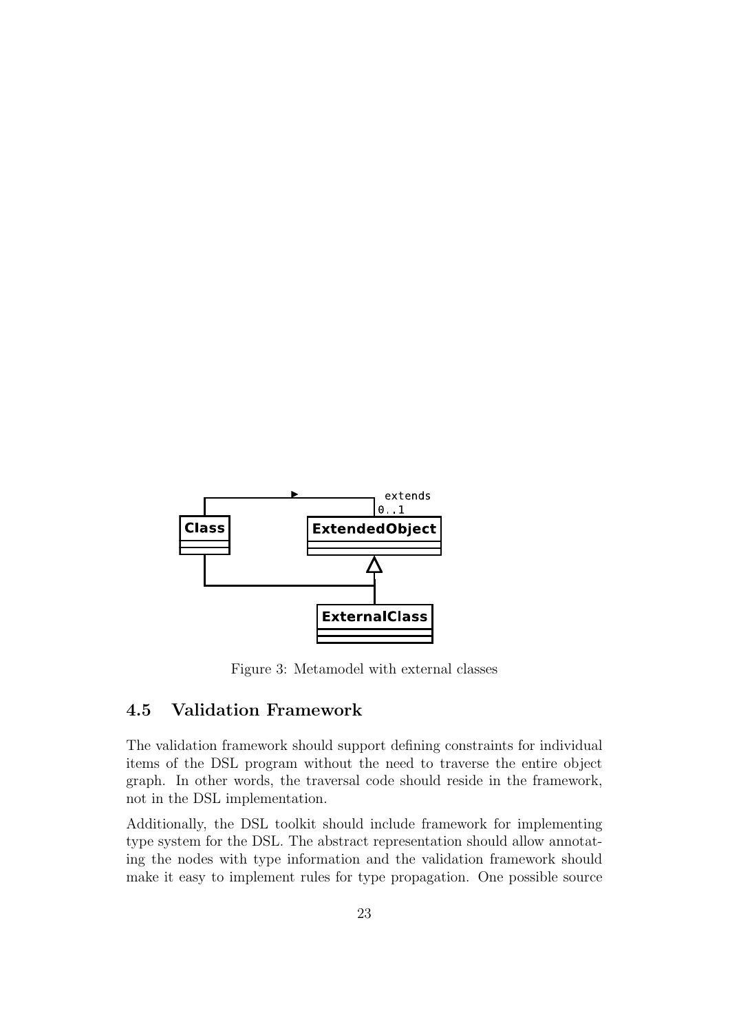Figure 3: Metamodel with external classes

## 4.5 Validation Framework

The validation framework should support defining constraints for individual items of the DSL program without the need to traverse the entire object graph. In other words, the traversal code should reside in the framework, not in the DSL implementation.

Additionally, the DSL toolkit should include framework for implementing type system for the DSL. The abstract representation should allow annotating the nodes with type information and the validation framework should make it easy to implement rules for type propagation. One possible source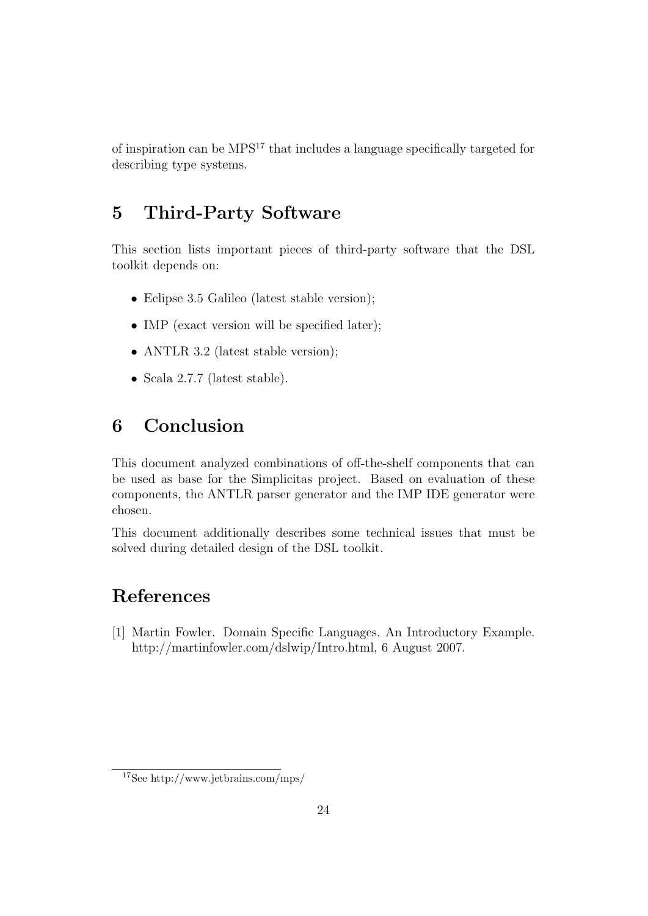of inspiration can be MPS[17] that includes a language specifically targeted for describing type systems.

# 5 Third-Party Software

This section lists important pieces of third-party software that the DSL toolkit depends on:

- Eclipse 3.5 Galileo (latest stable version);
- IMP (exact version will be specified later);
- ANTLR 3.2 (latest stable version);
- Scala 2.7.7 (latest stable).

# 6 Conclusion

This document analyzed combinations of off-the-shelf components that can be used as base for the Simplicitas project. Based on evaluation of these components, the ANTLR parser generator and the IMP IDE generator were chosen.

This document additionally describes some technical issues that must be solved during detailed design of the DSL toolkit.

# References

[1] Martin Fowler. Domain Specific Languages. An Introductory Example. http://martinfowler.com/dslwip/Intro.html, 6 August 2007.

---

[17] See http://www.jetbrains.com/mps/